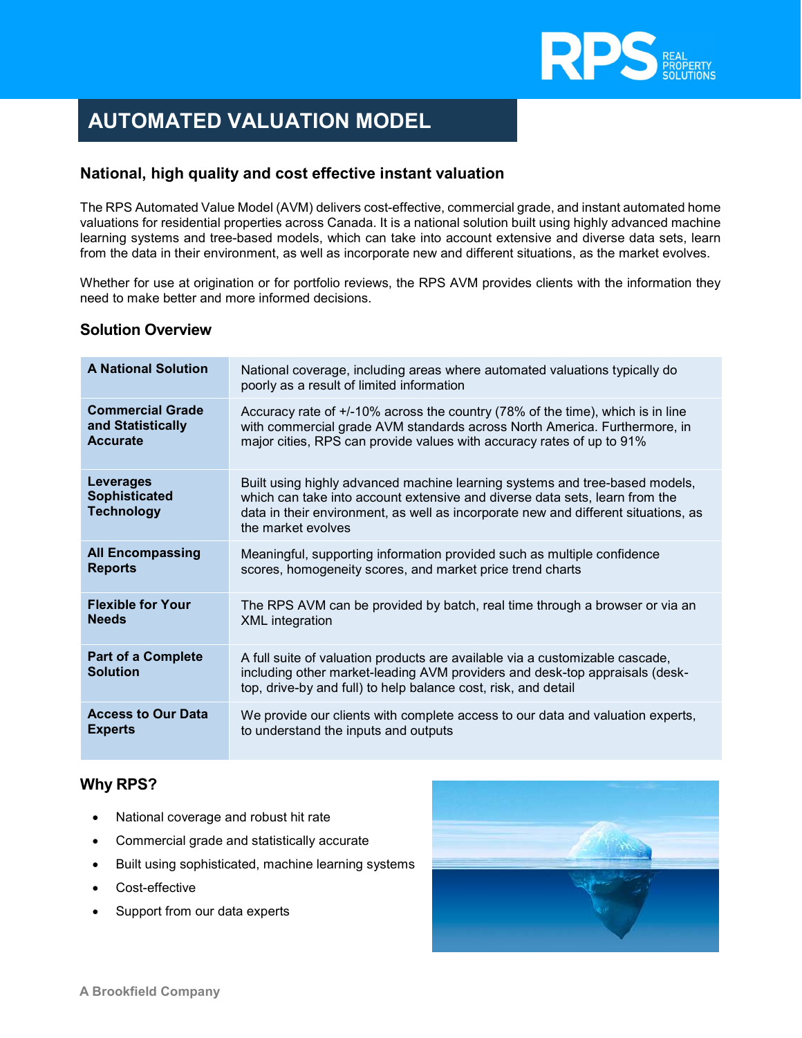# AUTOMATED VALUATION MODEL

## National, high quality and cost effective instant valuation

The RPS Automated Value Model (AVM) delivers cost-effective, commercial grade, and instant automated home valuations for residential properties across Canada. It is a national solution built using highly advanced machine learning systems and tree-based models, which can take into account extensive and diverse data sets, learn from the data in their environment, as well as incorporate new and different situations, as the market evolves.

Whether for use at origination or for portfolio reviews, the RPS AVM provides clients with the information they need to make better and more informed decisions.

## Solution Overview

| | |
|---|---|
| **A National Solution** | National coverage, including areas where automated valuations typically do poorly as a result of limited information |
| **Commercial Grade and Statistically Accurate** | Accuracy rate of +/-10% across the country (78% of the time), which is in line with commercial grade AVM standards across North America. Furthermore, in major cities, RPS can provide values with accuracy rates of up to 91% |
| **Leverages Sophisticated Technology** | Built using highly advanced machine learning systems and tree-based models, which can take into account extensive and diverse data sets, learn from the data in their environment, as well as incorporate new and different situations, as the market evolves |
| **All Encompassing Reports** | Meaningful, supporting information provided such as multiple confidence scores, homogeneity scores, and market price trend charts |
| **Flexible for Your Needs** | The RPS AVM can be provided by batch, real time through a browser or via an XML integration |
| **Part of a Complete Solution** | A full suite of valuation products are available via a customizable cascade, including other market-leading AVM providers and desk-top appraisals (desk-top, drive-by and full) to help balance cost, risk, and detail |
| **Access to Our Data Experts** | We provide our clients with complete access to our data and valuation experts, to understand the inputs and outputs |

## Why RPS?

- National coverage and robust hit rate
- Commercial grade and statistically accurate
- Built using sophisticated, machine learning systems
- Cost-effective
- Support from our data experts

A Brookfield Company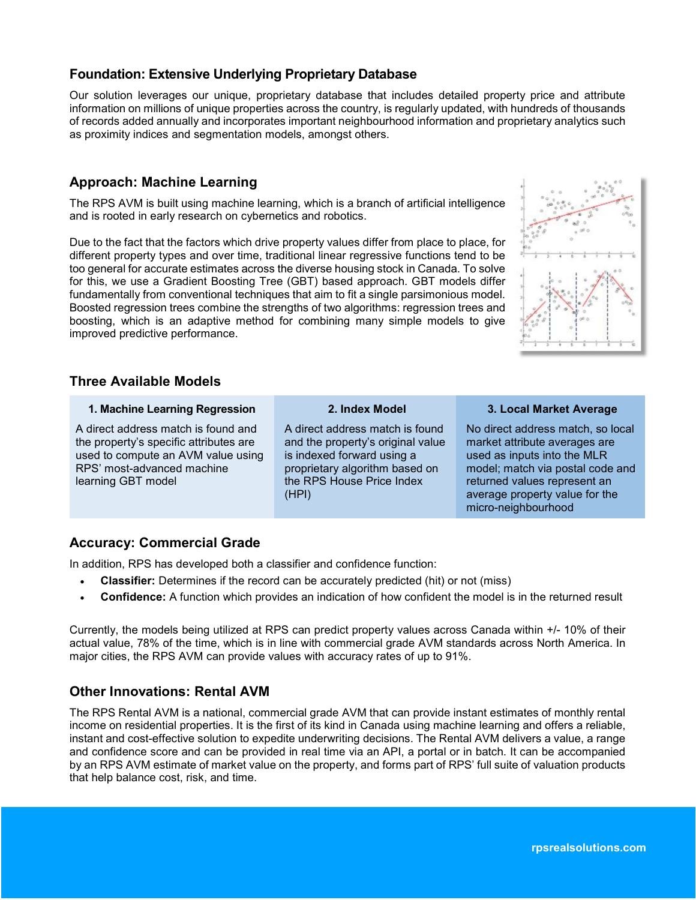## Foundation: Extensive Underlying Proprietary Database

Our solution leverages our unique, proprietary database that includes detailed property price and attribute information on millions of unique properties across the country, is regularly updated, with hundreds of thousands of records added annually and incorporates important neighbourhood information and proprietary analytics such as proximity indices and segmentation models, amongst others.

## Approach: Machine Learning

The RPS AVM is built using machine learning, which is a branch of artificial intelligence and is rooted in early research on cybernetics and robotics.

Due to the fact that the factors which drive property values differ from place to place, for different property types and over time, traditional linear regressive functions tend to be too general for accurate estimates across the diverse housing stock in Canada. To solve for this, we use a Gradient Boosting Tree (GBT) based approach. GBT models differ fundamentally from conventional techniques that aim to fit a single parsimonious model. Boosted regression trees combine the strengths of two algorithms: regression trees and boosting, which is an adaptive method for combining many simple models to give improved predictive performance.

## Three Available Models

| 1. Machine Learning Regression | 2. Index Model | 3. Local Market Average |
|---|---|---|
| A direct address match is found and the property's specific attributes are used to compute an AVM value using RPS' most-advanced machine learning GBT model | A direct address match is found and the property's original value is indexed forward using a proprietary algorithm based on the RPS House Price Index (HPI) | No direct address match, so local market attribute averages are used as inputs into the MLR model; match via postal code and returned values represent an average property value for the micro-neighbourhood |

## Accuracy: Commercial Grade

In addition, RPS has developed both a classifier and confidence function:

- **Classifier:** Determines if the record can be accurately predicted (hit) or not (miss)
- **Confidence:** A function which provides an indication of how confident the model is in the returned result

Currently, the models being utilized at RPS can predict property values across Canada within +/- 10% of their actual value, 78% of the time, which is in line with commercial grade AVM standards across North America. In major cities, the RPS AVM can provide values with accuracy rates of up to 91%.

## Other Innovations: Rental AVM

The RPS Rental AVM is a national, commercial grade AVM that can provide instant estimates of monthly rental income on residential properties. It is the first of its kind in Canada using machine learning and offers a reliable, instant and cost-effective solution to expedite underwriting decisions. The Rental AVM delivers a value, a range and confidence score and can be provided in real time via an API, a portal or in batch. It can be accompanied by an RPS AVM estimate of market value on the property, and forms part of RPS' full suite of valuation products that help balance cost, risk, and time.

rpsrealsolutions.com